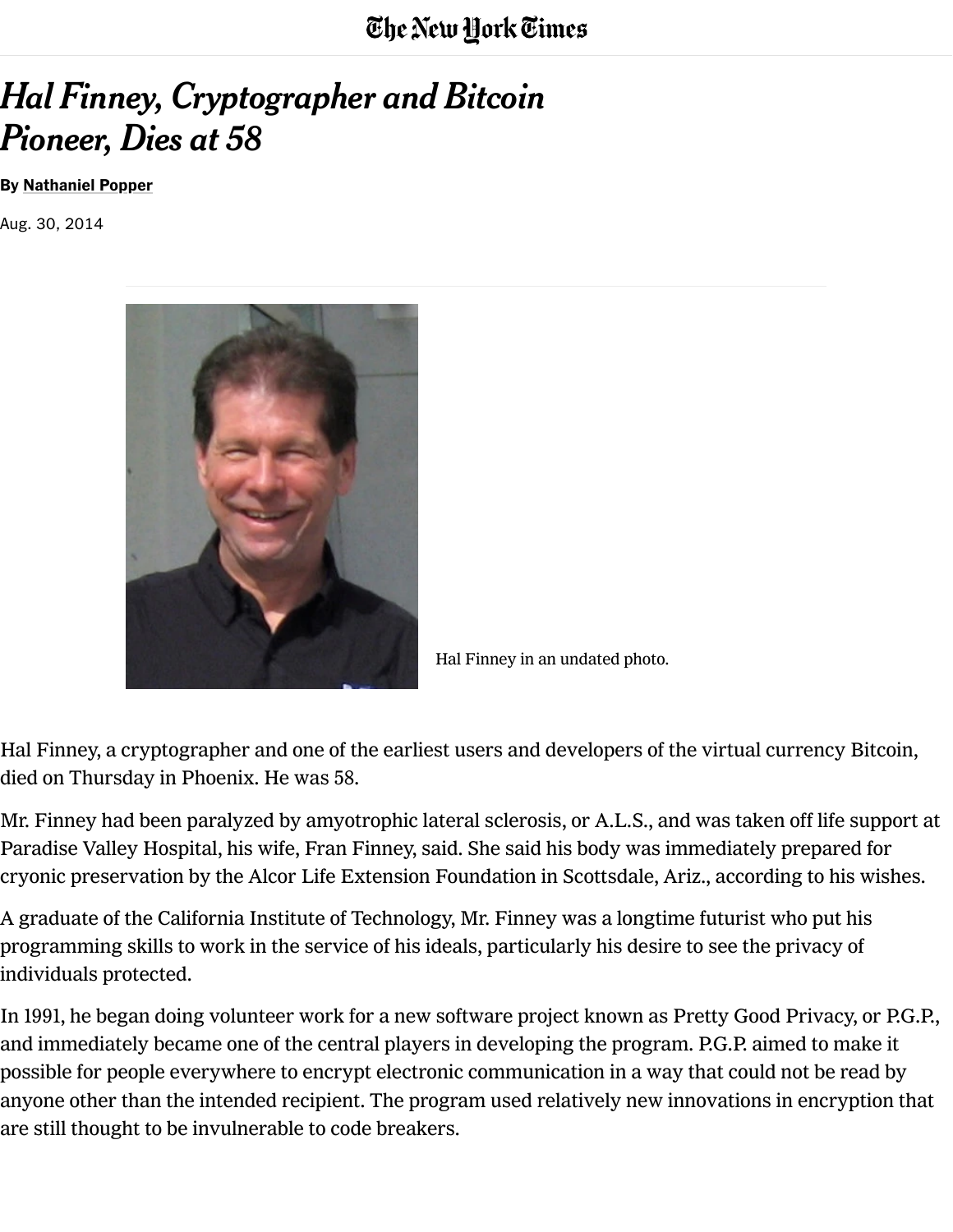# Hal Finney, Cryptographer and Bitcoin Pioneer, Dies at 58

By Nathaniel Popper

Aug. 30, 2014

Hal Finney in an undated photo.

Hal Finney, a cryptographer and one of the earliest users and developers of the virtual currency Bitcoin, died on Thursday in Phoenix. He was 58.

Mr. Finney had been paralyzed by amyotrophic lateral sclerosis, or A.L.S., and was taken off life support at Paradise Valley Hospital, his wife, Fran Finney, said. She said his body was immediately prepared for cryonic preservation by the Alcor Life Extension Foundation in Scottsdale, Ariz., according to his wishes.

A graduate of the California Institute of Technology, Mr. Finney was a longtime futurist who put his programming skills to work in the service of his ideals, particularly his desire to see the privacy of individuals protected.

In 1991, he began doing volunteer work for a new software project known as Pretty Good Privacy, or P.G.P., and immediately became one of the central players in developing the program. P.G.P. aimed to make it possible for people everywhere to encrypt electronic communication in a way that could not be read by anyone other than the intended recipient. The program used relatively new innovations in encryption that are still thought to be invulnerable to code breakers.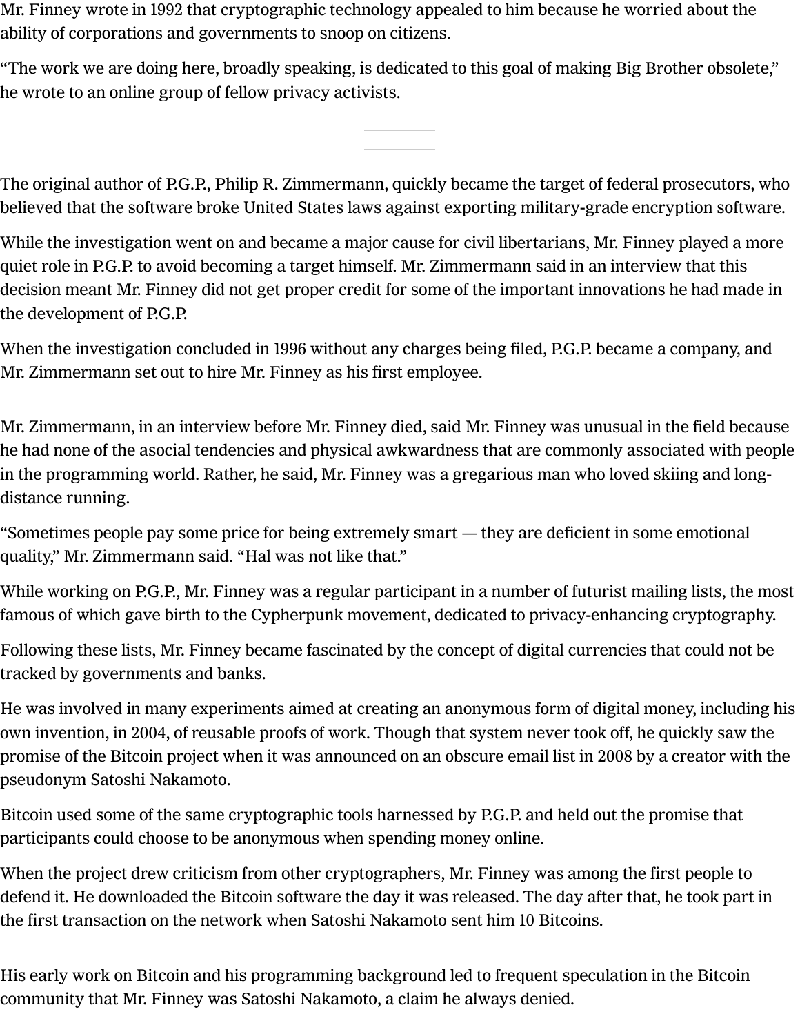Mr. Finney wrote in 1992 that cryptographic technology appealed to him because he worried about the ability of corporations and governments to snoop on citizens.

"The work we are doing here, broadly speaking, is dedicated to this goal of making Big Brother obsolete," he wrote to an online group of fellow privacy activists.

The original author of P.G.P., Philip R. Zimmermann, quickly became the target of federal prosecutors, who believed that the software broke United States laws against exporting military-grade encryption software.

While the investigation went on and became a major cause for civil libertarians, Mr. Finney played a more quiet role in P.G.P. to avoid becoming a target himself. Mr. Zimmermann said in an interview that this decision meant Mr. Finney did not get proper credit for some of the important innovations he had made in the development of P.G.P.

When the investigation concluded in 1996 without any charges being filed, P.G.P. became a company, and Mr. Zimmermann set out to hire Mr. Finney as his first employee.

Mr. Zimmermann, in an interview before Mr. Finney died, said Mr. Finney was unusual in the field because he had none of the asocial tendencies and physical awkwardness that are commonly associated with people in the programming world. Rather, he said, Mr. Finney was a gregarious man who loved skiing and long-distance running.

"Sometimes people pay some price for being extremely smart — they are deficient in some emotional quality," Mr. Zimmermann said. "Hal was not like that."

While working on P.G.P., Mr. Finney was a regular participant in a number of futurist mailing lists, the most famous of which gave birth to the Cypherpunk movement, dedicated to privacy-enhancing cryptography.

Following these lists, Mr. Finney became fascinated by the concept of digital currencies that could not be tracked by governments and banks.

He was involved in many experiments aimed at creating an anonymous form of digital money, including his own invention, in 2004, of reusable proofs of work. Though that system never took off, he quickly saw the promise of the Bitcoin project when it was announced on an obscure email list in 2008 by a creator with the pseudonym Satoshi Nakamoto.

Bitcoin used some of the same cryptographic tools harnessed by P.G.P. and held out the promise that participants could choose to be anonymous when spending money online.

When the project drew criticism from other cryptographers, Mr. Finney was among the first people to defend it. He downloaded the Bitcoin software the day it was released. The day after that, he took part in the first transaction on the network when Satoshi Nakamoto sent him 10 Bitcoins.

His early work on Bitcoin and his programming background led to frequent speculation in the Bitcoin community that Mr. Finney was Satoshi Nakamoto, a claim he always denied.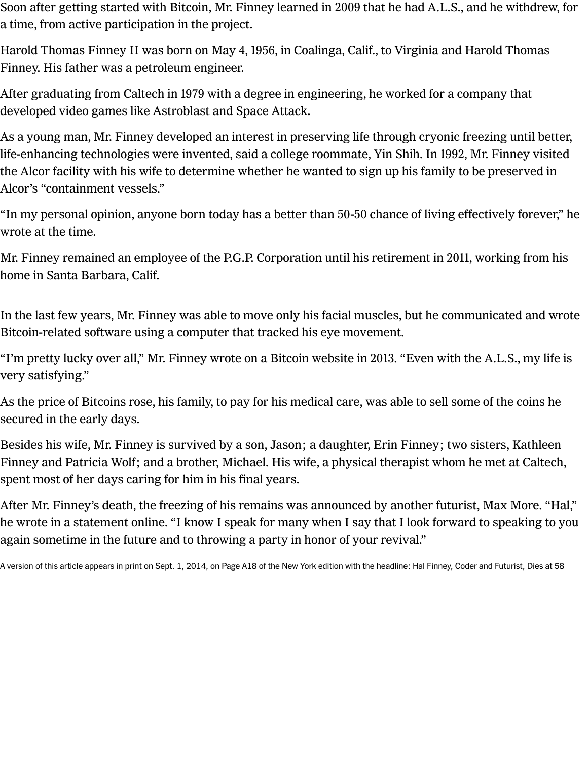Soon after getting started with Bitcoin, Mr. Finney learned in 2009 that he had A.L.S., and he withdrew, for a time, from active participation in the project.

Harold Thomas Finney II was born on May 4, 1956, in Coalinga, Calif., to Virginia and Harold Thomas Finney. His father was a petroleum engineer.

After graduating from Caltech in 1979 with a degree in engineering, he worked for a company that developed video games like Astroblast and Space Attack.

As a young man, Mr. Finney developed an interest in preserving life through cryonic freezing until better, life-enhancing technologies were invented, said a college roommate, Yin Shih. In 1992, Mr. Finney visited the Alcor facility with his wife to determine whether he wanted to sign up his family to be preserved in Alcor's "containment vessels."

"In my personal opinion, anyone born today has a better than 50-50 chance of living effectively forever," he wrote at the time.

Mr. Finney remained an employee of the P.G.P. Corporation until his retirement in 2011, working from his home in Santa Barbara, Calif.

In the last few years, Mr. Finney was able to move only his facial muscles, but he communicated and wrote Bitcoin-related software using a computer that tracked his eye movement.

"I'm pretty lucky over all," Mr. Finney wrote on a Bitcoin website in 2013. "Even with the A.L.S., my life is very satisfying."

As the price of Bitcoins rose, his family, to pay for his medical care, was able to sell some of the coins he secured in the early days.

Besides his wife, Mr. Finney is survived by a son, Jason; a daughter, Erin Finney; two sisters, Kathleen Finney and Patricia Wolf; and a brother, Michael. His wife, a physical therapist whom he met at Caltech, spent most of her days caring for him in his final years.

After Mr. Finney's death, the freezing of his remains was announced by another futurist, Max More. "Hal," he wrote in a statement online. "I know I speak for many when I say that I look forward to speaking to you again sometime in the future and to throwing a party in honor of your revival."

A version of this article appears in print on Sept. 1, 2014, on Page A18 of the New York edition with the headline: Hal Finney, Coder and Futurist, Dies at 58